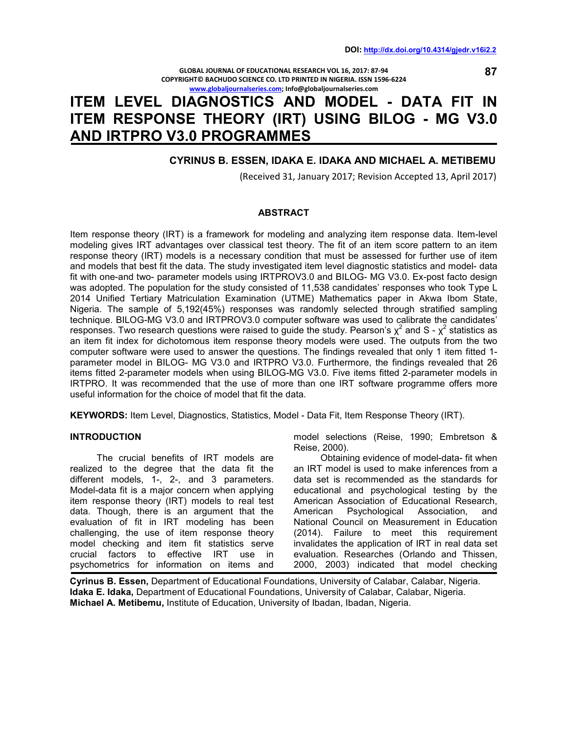DOI: http://dx.doi.org/10.4314/gjedr.v16i2.2

# ITEM LEVEL DIAGNOSTICS AND MODEL - DATA FIT IN ITEM RESPONSE THEORY (IRT) USING BILOG - MG V3.0 AND IRTPRO V3.0 PROGRAMMES

**CYRINUS B. ESSEN, IDAKA E. IDAKA AND MICHAEL A. METIBEMU**

(Received 31, January 2017; Revision Accepted 13, April 2017)

## ABSTRACT

Item response theory (IRT) is a framework for modeling and analyzing item response data. Item-level modeling gives IRT advantages over classical test theory. The fit of an item score pattern to an item response theory (IRT) models is a necessary condition that must be assessed for further use of item and models that best fit the data. The study investigated item level diagnostic statistics and model- data fit with one-and two- parameter models using IRTPROV3.0 and BILOG- MG V3.0. Ex-post facto design was adopted. The population for the study consisted of 11,538 candidates' responses who took Type L 2014 Unified Tertiary Matriculation Examination (UTME) Mathematics paper in Akwa Ibom State, Nigeria. The sample of 5,192(45%) responses was randomly selected through stratified sampling technique. BILOG-MG V3.0 and IRTPROV3.0 computer software was used to calibrate the candidates' responses. Two research questions were raised to guide the study. Pearson's $\chi^2$ and S - $\chi^2$ statistics as an item fit index for dichotomous item response theory models were used. The outputs from the two computer software were used to answer the questions. The findings revealed that only 1 item fitted 1-parameter model in BILOG- MG V3.0 and IRTPRO V3.0. Furthermore, the findings revealed that 26 items fitted 2-parameter models when using BILOG-MG V3.0. Five items fitted 2-parameter models in IRTPRO. It was recommended that the use of more than one IRT software programme offers more useful information for the choice of model that fit the data.

**KEYWORDS:** Item Level, Diagnostics, Statistics, Model - Data Fit, Item Response Theory (IRT).

## INTRODUCTION

The crucial benefits of IRT models are realized to the degree that the data fit the different models, 1-, 2-, and 3 parameters. Model-data fit is a major concern when applying item response theory (IRT) models to real test data. Though, there is an argument that the evaluation of fit in IRT modeling has been challenging, the use of item response theory model checking and item fit statistics serve crucial factors to effective IRT use in psychometrics for information on items and model selections (Reise, 1990; Embretson & Reise, 2000).

Obtaining evidence of model-data- fit when an IRT model is used to make inferences from a data set is recommended as the standards for educational and psychological testing by the American Association of Educational Research, American Psychological Association, and National Council on Measurement in Education (2014). Failure to meet this requirement invalidates the application of IRT in real data set evaluation. Researches (Orlando and Thissen, 2000, 2003) indicated that model checking

**Cyrinus B. Essen,** Department of Educational Foundations, University of Calabar, Calabar, Nigeria.
**Idaka E. Idaka,** Department of Educational Foundations, University of Calabar, Calabar, Nigeria.
**Michael A. Metibemu,** Institute of Education, University of Ibadan, Ibadan, Nigeria.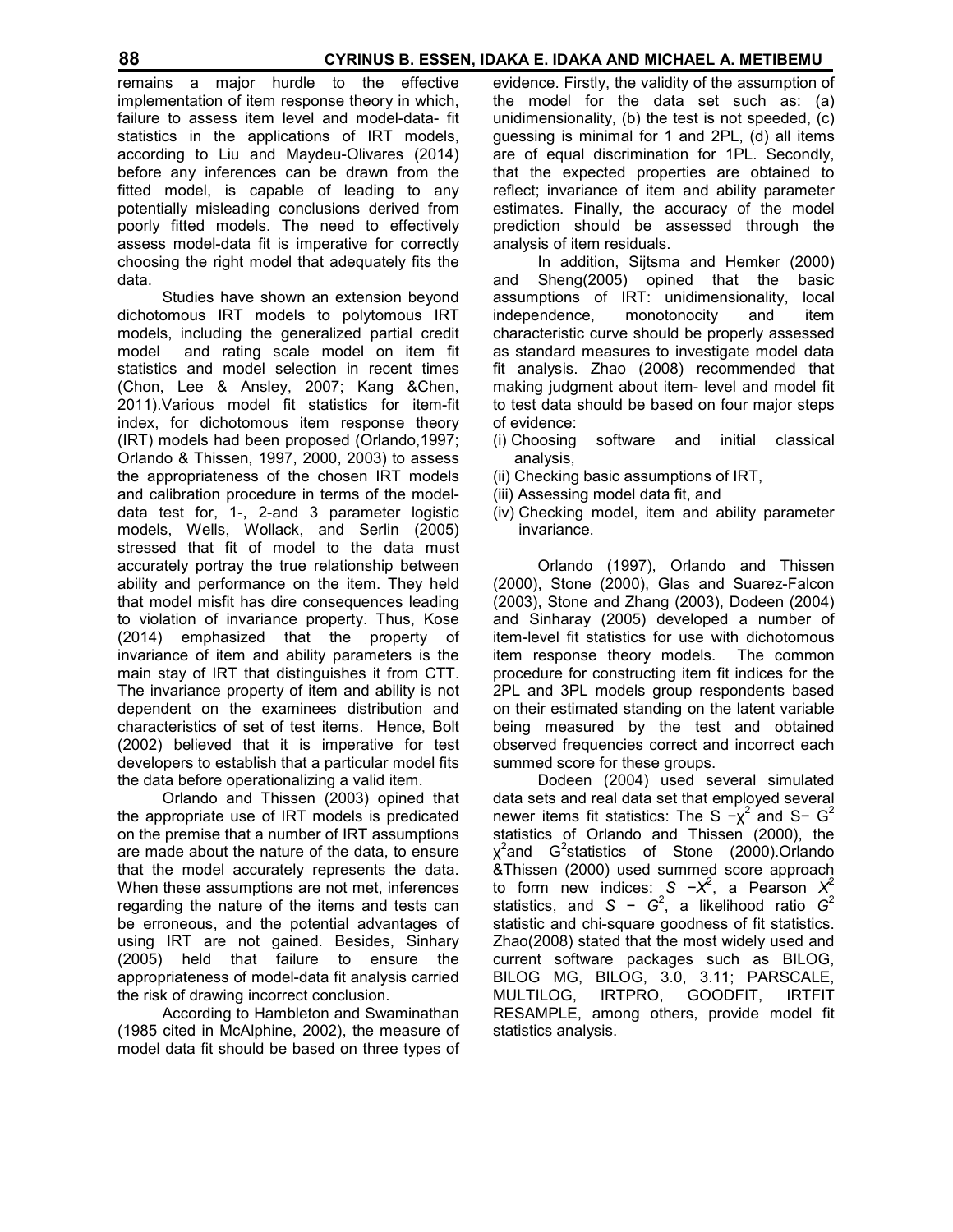remains a major hurdle to the effective implementation of item response theory in which, failure to assess item level and model-data- fit statistics in the applications of IRT models, according to Liu and Maydeu-Olivares (2014) before any inferences can be drawn from the fitted model, is capable of leading to any potentially misleading conclusions derived from poorly fitted models. The need to effectively assess model-data fit is imperative for correctly choosing the right model that adequately fits the data.

Studies have shown an extension beyond dichotomous IRT models to polytomous IRT models, including the generalized partial credit model and rating scale model on item fit statistics and model selection in recent times (Chon, Lee & Ansley, 2007; Kang &Chen, 2011).Various model fit statistics for item-fit index, for dichotomous item response theory (IRT) models had been proposed (Orlando,1997; Orlando & Thissen, 1997, 2000, 2003) to assess the appropriateness of the chosen IRT models and calibration procedure in terms of the model-data test for, 1-, 2-and 3 parameter logistic models, Wells, Wollack, and Serlin (2005) stressed that fit of model to the data must accurately portray the true relationship between ability and performance on the item. They held that model misfit has dire consequences leading to violation of invariance property. Thus, Kose (2014) emphasized that the property of invariance of item and ability parameters is the main stay of IRT that distinguishes it from CTT. The invariance property of item and ability is not dependent on the examinees distribution and characteristics of set of test items. Hence, Bolt (2002) believed that it is imperative for test developers to establish that a particular model fits the data before operationalizing a valid item.

Orlando and Thissen (2003) opined that the appropriate use of IRT models is predicated on the premise that a number of IRT assumptions are made about the nature of the data, to ensure that the model accurately represents the data. When these assumptions are not met, inferences regarding the nature of the items and tests can be erroneous, and the potential advantages of using IRT are not gained. Besides, Sinhary (2005) held that failure to ensure the appropriateness of model-data fit analysis carried the risk of drawing incorrect conclusion.

According to Hambleton and Swaminathan (1985 cited in McAlphine, 2002), the measure of model data fit should be based on three types of evidence. Firstly, the validity of the assumption of the model for the data set such as: (a) unidimensionality, (b) the test is not speeded, (c) guessing is minimal for 1 and 2PL, (d) all items are of equal discrimination for 1PL. Secondly, that the expected properties are obtained to reflect; invariance of item and ability parameter estimates. Finally, the accuracy of the model prediction should be assessed through the analysis of item residuals.

In addition, Sijtsma and Hemker (2000) and Sheng(2005) opined that the basic assumptions of IRT: unidimensionality, local independence, monotonocity and item characteristic curve should be properly assessed as standard measures to investigate model data fit analysis. Zhao (2008) recommended that making judgment about item- level and model fit to test data should be based on four major steps of evidence:

(i) Choosing software and initial classical analysis,
(ii) Checking basic assumptions of IRT,
(iii) Assessing model data fit, and
(iv) Checking model, item and ability parameter invariance.

Orlando (1997), Orlando and Thissen (2000), Stone (2000), Glas and Suarez-Falcon (2003), Stone and Zhang (2003), Dodeen (2004) and Sinharay (2005) developed a number of item-level fit statistics for use with dichotomous item response theory models. The common procedure for constructing item fit indices for the 2PL and 3PL models group respondents based on their estimated standing on the latent variable being measured by the test and obtained observed frequencies correct and incorrect each summed score for these groups.

Dodeen (2004) used several simulated data sets and real data set that employed several newer items fit statistics: The $S-\chi^2$ and $S-G^2$ statistics of Orlando and Thissen (2000), the $\chi^2$and $G^2$statistics of Stone (2000).Orlando &Thissen (2000) used summed score approach to form new indices: $S-X^2$, a Pearson $X^2$ statistics, and $S-G^2$, a likelihood ratio $G^2$ statistic and chi-square goodness of fit statistics. Zhao(2008) stated that the most widely used and current software packages such as BILOG, BILOG MG, BILOG, 3.0, 3.11; PARSCALE, MULTILOG, IRTPRO, GOODFIT, IRTFIT RESAMPLE, among others, provide model fit statistics analysis.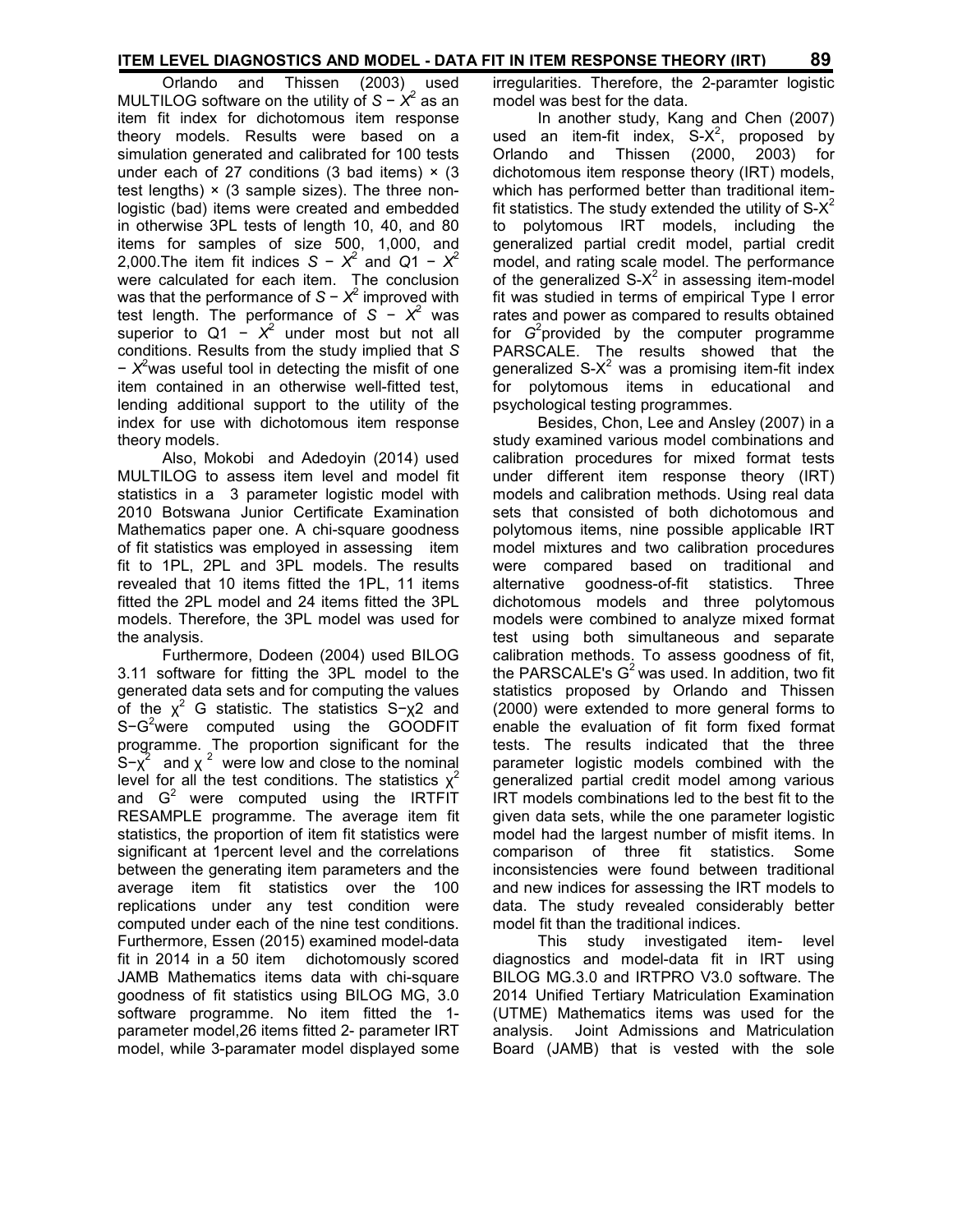Orlando and Thissen (2003) used MULTILOG software on the utility of $S - X^2$ as an item fit index for dichotomous item response theory models. Results were based on a simulation generated and calibrated for 100 tests under each of 27 conditions (3 bad items) × (3 test lengths) × (3 sample sizes). The three non-logistic (bad) items were created and embedded in otherwise 3PL tests of length 10, 40, and 80 items for samples of size 500, 1,000, and 2,000.The item fit indices $S - X^2$ and $Q1 - X^2$ were calculated for each item. The conclusion was that the performance of $S - X^2$ improved with test length. The performance of $S - X^2$ was superior to $Q1 - X^2$ under most but not all conditions. Results from the study implied that $S - X^2$was useful tool in detecting the misfit of one item contained in an otherwise well-fitted test, lending additional support to the utility of the index for use with dichotomous item response theory models.

Also, Mokobi and Adedoyin (2014) used MULTILOG to assess item level and model fit statistics in a 3 parameter logistic model with 2010 Botswana Junior Certificate Examination Mathematics paper one. A chi-square goodness of fit statistics was employed in assessing item fit to 1PL, 2PL and 3PL models. The results revealed that 10 items fitted the 1PL, 11 items fitted the 2PL model and 24 items fitted the 3PL models. Therefore, the 3PL model was used for the analysis.

Furthermore, Dodeen (2004) used BILOG 3.11 software for fitting the 3PL model to the generated data sets and for computing the values of the $\chi^2$ G statistic. The statistics $S-\chi 2$ and $S-G^2$were computed using the GOODFIT programme. The proportion significant for the $S-\chi^2$ and $\chi^2$ were low and close to the nominal level for all the test conditions. The statistics $\chi^2$ and $G^2$ were computed using the IRTFIT RESAMPLE programme. The average item fit statistics, the proportion of item fit statistics were significant at 1percent level and the correlations between the generating item parameters and the average item fit statistics over the 100 replications under any test condition were computed under each of the nine test conditions. Furthermore, Essen (2015) examined model-data fit in 2014 in a 50 item dichotomously scored JAMB Mathematics items data with chi-square goodness of fit statistics using BILOG MG, 3.0 software programme. No item fitted the 1-parameter model,26 items fitted 2- parameter IRT model, while 3-paramater model displayed some irregularities. Therefore, the 2-paramter logistic model was best for the data.

In another study, Kang and Chen (2007) used an item-fit index, $S\text{-}X^2$, proposed by Orlando and Thissen (2000, 2003) for dichotomous item response theory (IRT) models, which has performed better than traditional item-fit statistics. The study extended the utility of $S\text{-}X^2$ to polytomous IRT models, including the generalized partial credit model, partial credit model, and rating scale model. The performance of the generalized $S\text{-}X^2$ in assessing item-model fit was studied in terms of empirical Type I error rates and power as compared to results obtained for $G^2$provided by the computer programme PARSCALE. The results showed that the generalized $S\text{-}X^2$ was a promising item-fit index for polytomous items in educational and psychological testing programmes.

Besides, Chon, Lee and Ansley (2007) in a study examined various model combinations and calibration procedures for mixed format tests under different item response theory (IRT) models and calibration methods. Using real data sets that consisted of both dichotomous and polytomous items, nine possible applicable IRT model mixtures and two calibration procedures were compared based on traditional and alternative goodness-of-fit statistics. Three dichotomous models and three polytomous models were combined to analyze mixed format test using both simultaneous and separate calibration methods. To assess goodness of fit, the PARSCALE's $G^2$ was used. In addition, two fit statistics proposed by Orlando and Thissen (2000) were extended to more general forms to enable the evaluation of fit form fixed format tests. The results indicated that the three parameter logistic models combined with the generalized partial credit model among various IRT models combinations led to the best fit to the given data sets, while the one parameter logistic model had the largest number of misfit items. In comparison of three fit statistics. Some inconsistencies were found between traditional and new indices for assessing the IRT models to data. The study revealed considerably better model fit than the traditional indices.

This study investigated item- level diagnostics and model-data fit in IRT using BILOG MG.3.0 and IRTPRO V3.0 software. The 2014 Unified Tertiary Matriculation Examination (UTME) Mathematics items was used for the analysis. Joint Admissions and Matriculation Board (JAMB) that is vested with the sole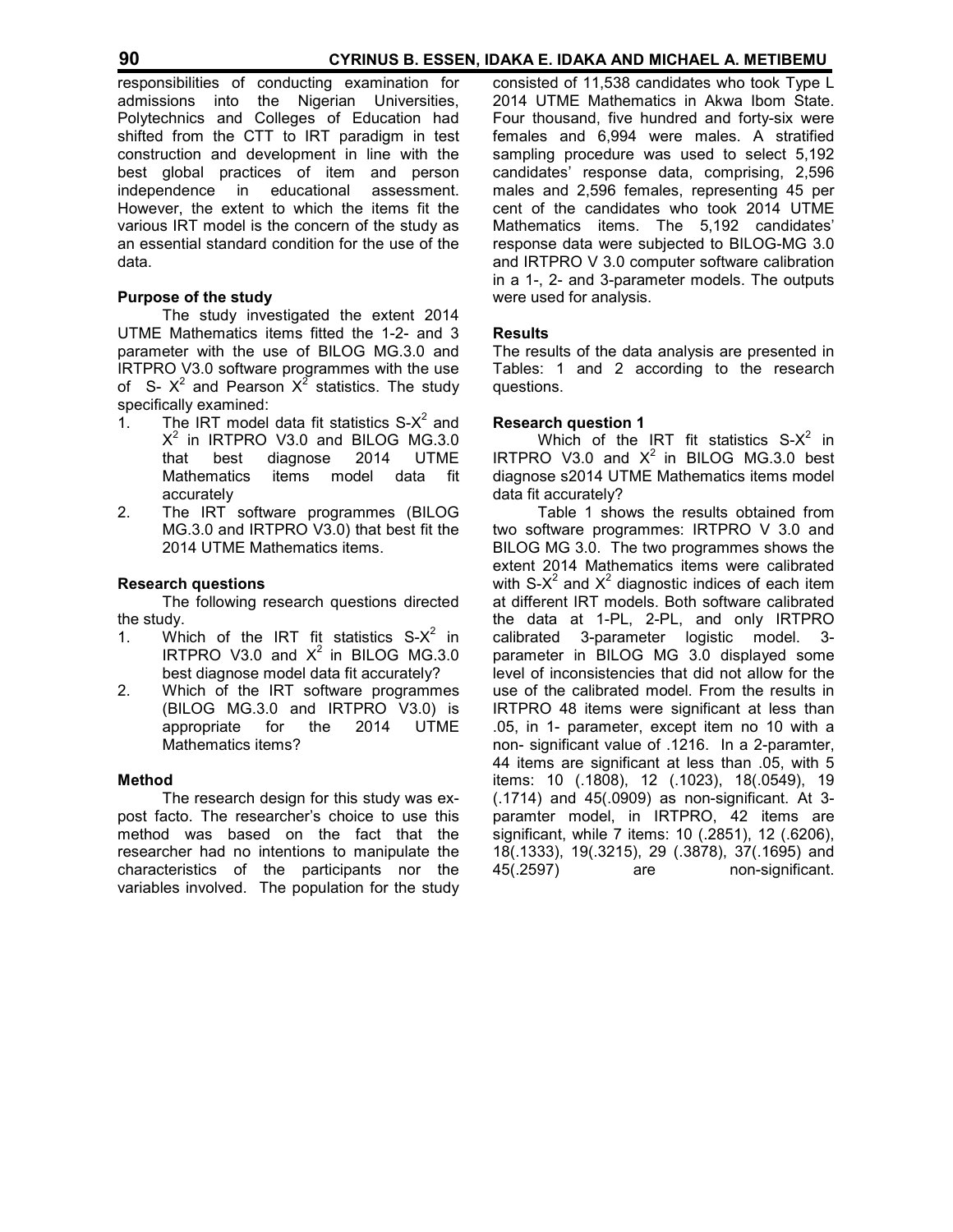responsibilities of conducting examination for admissions into the Nigerian Universities, Polytechnics and Colleges of Education had shifted from the CTT to IRT paradigm in test construction and development in line with the best global practices of item and person independence in educational assessment. However, the extent to which the items fit the various IRT model is the concern of the study as an essential standard condition for the use of the data.

### Purpose of the study

The study investigated the extent 2014 UTME Mathematics items fitted the 1-2- and 3 parameter with the use of BILOG MG.3.0 and IRTPRO V3.0 software programmes with the use of S- $X^2$ and Pearson $X^2$ statistics. The study specifically examined:

1. The IRT model data fit statistics S-$X^2$ and $X^2$ in IRTPRO V3.0 and BILOG MG.3.0 that best diagnose 2014 UTME Mathematics items model data fit accurately
2. The IRT software programmes (BILOG MG.3.0 and IRTPRO V3.0) that best fit the 2014 UTME Mathematics items.

### Research questions

The following research questions directed the study.

1. Which of the IRT fit statistics S-$X^2$ in IRTPRO V3.0 and $X^2$ in BILOG MG.3.0 best diagnose model data fit accurately?
2. Which of the IRT software programmes (BILOG MG.3.0 and IRTPRO V3.0) is appropriate for the 2014 UTME Mathematics items?

### Method

The research design for this study was ex-post facto. The researcher's choice to use this method was based on the fact that the researcher had no intentions to manipulate the characteristics of the participants nor the variables involved. The population for the study consisted of 11,538 candidates who took Type L 2014 UTME Mathematics in Akwa Ibom State. Four thousand, five hundred and forty-six were females and 6,994 were males. A stratified sampling procedure was used to select 5,192 candidates' response data, comprising, 2,596 males and 2,596 females, representing 45 per cent of the candidates who took 2014 UTME Mathematics items. The 5,192 candidates' response data were subjected to BILOG-MG 3.0 and IRTPRO V 3.0 computer software calibration in a 1-, 2- and 3-parameter models. The outputs were used for analysis.

### Results

The results of the data analysis are presented in Tables: 1 and 2 according to the research questions.

### Research question 1

Which of the IRT fit statistics S-$X^2$ in IRTPRO V3.0 and $X^2$ in BILOG MG.3.0 best diagnose s2014 UTME Mathematics items model data fit accurately?

Table 1 shows the results obtained from two software programmes: IRTPRO V 3.0 and BILOG MG 3.0. The two programmes shows the extent 2014 Mathematics items were calibrated with S-$X^2$ and $X^2$ diagnostic indices of each item at different IRT models. Both software calibrated the data at 1-PL, 2-PL, and only IRTPRO calibrated 3-parameter logistic model. 3-parameter in BILOG MG 3.0 displayed some level of inconsistencies that did not allow for the use of the calibrated model. From the results in IRTPRO 48 items were significant at less than .05, in 1- parameter, except item no 10 with a non- significant value of .1216. In a 2-paramter, 44 items are significant at less than .05, with 5 items: 10 (.1808), 12 (.1023), 18(.0549), 19 (.1714) and 45(.0909) as non-significant. At 3-paramter model, in IRTPRO, 42 items are significant, while 7 items: 10 (.2851), 12 (.6206), 18(.1333), 19(.3215), 29 (.3878), 37(.1695) and 45(.2597) are non-significant.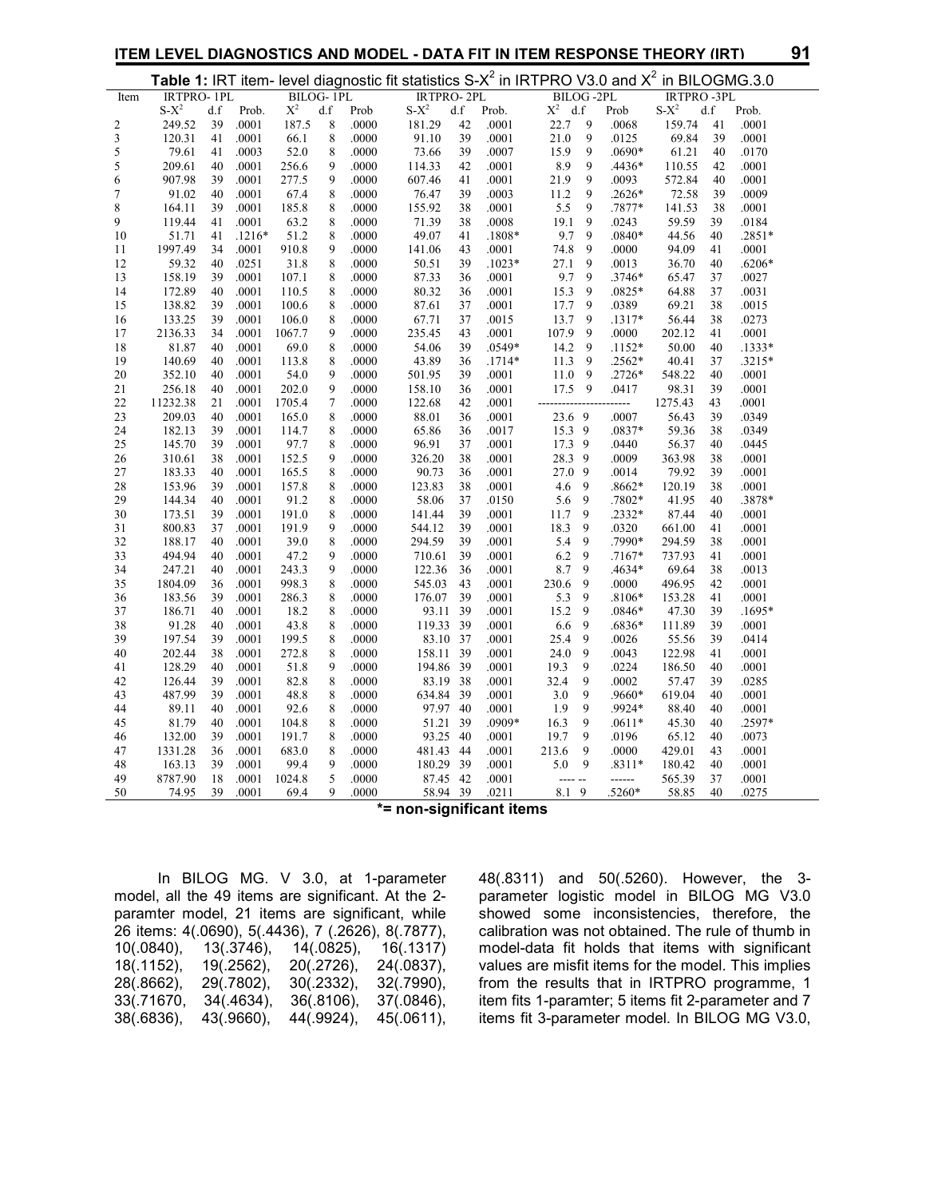**Table 1:** IRT item- level diagnostic fit statistics $S\text{-}X^2$ in IRTPRO V3.0 and $X^2$ in BILOGMG.3.0

| Item | IRTPRO- 1PL | | | BILOG- 1PL | | | IRTPRO- 2PL | | | BILOG -2PL | | | IRTPRO -3PL | | |
|---|---|---|---|---|---|---|---|---|---|---|---|---|---|---|---|
| | $S\text{-}X^2$ | d.f | Prob. | $X^2$ | d.f | Prob | $S\text{-}X^2$ | d.f | Prob. | $X^2$ | d.f | Prob | $S\text{-}X^2$ | d.f | Prob. |
| 2 | 249.52 | 39 | .0001 | 187.5 | 8 | .0000 | 181.29 | 42 | .0001 | 22.7 | 9 | .0068 | 159.74 | 41 | .0001 |
| 3 | 120.31 | 41 | .0001 | 66.1 | 8 | .0000 | 91.10 | 39 | .0001 | 21.0 | 9 | .0125 | 69.84 | 39 | .0001 |
| 5 | 79.61 | 41 | .0003 | 52.0 | 8 | .0000 | 73.66 | 39 | .0007 | 15.9 | 9 | .0690* | 61.21 | 40 | .0170 |
| 5 | 209.61 | 40 | .0001 | 256.6 | 9 | .0000 | 114.33 | 42 | .0001 | 8.9 | 9 | .4436* | 110.55 | 42 | .0001 |
| 6 | 907.98 | 39 | .0001 | 277.5 | 9 | .0000 | 607.46 | 41 | .0001 | 21.9 | 9 | .0093 | 572.84 | 40 | .0001 |
| 7 | 91.02 | 40 | .0001 | 67.4 | 8 | .0000 | 76.47 | 39 | .0003 | 11.2 | 9 | .2626* | 72.58 | 39 | .0009 |
| 8 | 164.11 | 39 | .0001 | 185.8 | 8 | .0000 | 155.92 | 38 | .0001 | 5.5 | 9 | .7877* | 141.53 | 38 | .0001 |
| 9 | 119.44 | 41 | .0001 | 63.2 | 8 | .0000 | 71.39 | 38 | .0008 | 19.1 | 9 | .0243 | 59.59 | 39 | .0184 |
| 10 | 51.71 | 41 | .1216* | 51.2 | 8 | .0000 | 49.07 | 41 | .1808* | 9.7 | 9 | .0840* | 44.56 | 40 | .2851* |
| 11 | 1997.49 | 34 | .0001 | 910.8 | 9 | .0000 | 141.06 | 43 | .0001 | 74.8 | 9 | .0000 | 94.09 | 41 | .0001 |
| 12 | 59.32 | 40 | .0251 | 31.8 | 8 | .0000 | 50.51 | 39 | .1023* | 27.1 | 9 | .0013 | 36.70 | 40 | .6206* |
| 13 | 158.19 | 39 | .0001 | 107.1 | 8 | .0000 | 87.33 | 36 | .0001 | 9.7 | 9 | .3746* | 65.47 | 37 | .0027 |
| 14 | 172.89 | 40 | .0001 | 110.5 | 8 | .0000 | 80.32 | 36 | .0001 | 15.3 | 9 | .0825* | 64.88 | 37 | .0031 |
| 15 | 138.82 | 39 | .0001 | 100.6 | 8 | .0000 | 87.61 | 37 | .0001 | 17.7 | 9 | .0389 | 69.21 | 38 | .0015 |
| 16 | 133.25 | 39 | .0001 | 106.0 | 8 | .0000 | 67.71 | 37 | .0015 | 13.7 | 9 | .1317* | 56.44 | 38 | .0273 |
| 17 | 2136.33 | 34 | .0001 | 1067.7 | 9 | .0000 | 235.45 | 43 | .0001 | 107.9 | 9 | .0000 | 202.12 | 41 | .0001 |
| 18 | 81.87 | 40 | .0001 | 69.0 | 8 | .0000 | 54.06 | 39 | .0549* | 14.2 | 9 | .1152* | 50.00 | 40 | .1333* |
| 19 | 140.69 | 40 | .0001 | 113.8 | 8 | .0000 | 43.89 | 36 | .1714* | 11.3 | 9 | .2562* | 40.41 | 37 | .3215* |
| 20 | 352.10 | 40 | .0001 | 54.0 | 9 | .0000 | 501.95 | 39 | .0001 | 11.0 | 9 | .2726* | 548.22 | 40 | .0001 |
| 21 | 256.18 | 40 | .0001 | 202.0 | 9 | .0000 | 158.10 | 36 | .0001 | 17.5 | 9 | .0417 | 98.31 | 39 | .0001 |
| 22 | 11232.38 | 21 | .0001 | 1705.4 | 7 | .0000 | 122.68 | 42 | .0001 | ---------- | | ---------- | 1275.43 | 43 | .0001 |
| 23 | 209.03 | 40 | .0001 | 165.0 | 8 | .0000 | 88.01 | 36 | .0001 | 23.6 | 9 | .0007 | 56.43 | 39 | .0349 |
| 24 | 182.13 | 39 | .0001 | 114.7 | 8 | .0000 | 65.86 | 36 | .0017 | 15.3 | 9 | .0837* | 59.36 | 38 | .0349 |
| 25 | 145.70 | 39 | .0001 | 97.7 | 8 | .0000 | 96.91 | 37 | .0001 | 17.3 | 9 | .0440 | 56.37 | 40 | .0445 |
| 26 | 310.61 | 38 | .0001 | 152.5 | 9 | .0000 | 326.20 | 38 | .0001 | 28.3 | 9 | .0009 | 363.98 | 38 | .0001 |
| 27 | 183.33 | 40 | .0001 | 165.5 | 8 | .0000 | 90.73 | 36 | .0001 | 27.0 | 9 | .0014 | 79.92 | 39 | .0001 |
| 28 | 153.96 | 39 | .0001 | 157.8 | 8 | .0000 | 123.83 | 38 | .0001 | 4.6 | 9 | .8662* | 120.19 | 38 | .0001 |
| 29 | 144.34 | 40 | .0001 | 91.2 | 8 | .0000 | 58.06 | 37 | .0150 | 5.6 | 9 | .7802* | 41.95 | 40 | .3878* |
| 30 | 173.51 | 39 | .0001 | 191.0 | 8 | .0000 | 141.44 | 39 | .0001 | 11.7 | 9 | .2332* | 87.44 | 40 | .0001 |
| 31 | 800.83 | 37 | .0001 | 191.9 | 9 | .0000 | 544.12 | 39 | .0001 | 18.3 | 9 | .0320 | 661.00 | 41 | .0001 |
| 32 | 188.17 | 40 | .0001 | 39.0 | 8 | .0000 | 294.59 | 39 | .0001 | 5.4 | 9 | .7990* | 294.59 | 38 | .0001 |
| 33 | 494.94 | 40 | .0001 | 47.2 | 9 | .0000 | 710.61 | 39 | .0001 | 6.2 | 9 | .7167* | 737.93 | 41 | .0001 |
| 34 | 247.21 | 40 | .0001 | 243.3 | 9 | .0000 | 122.36 | 36 | .0001 | 8.7 | 9 | .4634* | 69.64 | 38 | .0013 |
| 35 | 1804.09 | 36 | .0001 | 998.3 | 8 | .0000 | 545.03 | 43 | .0001 | 230.6 | 9 | .0000 | 496.95 | 42 | .0001 |
| 36 | 183.56 | 39 | .0001 | 286.3 | 8 | .0000 | 176.07 | 39 | .0001 | 5.3 | 9 | .8106* | 153.28 | 41 | .0001 |
| 37 | 186.71 | 40 | .0001 | 18.2 | 8 | .0000 | 93.11 | 39 | .0001 | 15.2 | 9 | .0846* | 47.30 | 39 | .1695* |
| 38 | 91.28 | 40 | .0001 | 43.8 | 8 | .0000 | 119.33 | 39 | .0001 | 6.6 | 9 | .6836* | 111.89 | 39 | .0001 |
| 39 | 197.54 | 39 | .0001 | 199.5 | 8 | .0000 | 83.10 | 37 | .0001 | 25.4 | 9 | .0026 | 55.56 | 39 | .0414 |
| 40 | 202.44 | 38 | .0001 | 272.8 | 8 | .0000 | 158.11 | 39 | .0001 | 24.0 | 9 | .0043 | 122.98 | 41 | .0001 |
| 41 | 128.29 | 40 | .0001 | 51.8 | 9 | .0000 | 194.86 | 39 | .0001 | 19.3 | 9 | .0224 | 186.50 | 40 | .0001 |
| 42 | 126.44 | 39 | .0001 | 82.8 | 8 | .0000 | 83.19 | 38 | .0001 | 32.4 | 9 | .0002 | 57.47 | 39 | .0285 |
| 43 | 487.99 | 39 | .0001 | 48.8 | 8 | .0000 | 634.84 | 39 | .0001 | 3.0 | 9 | .9660* | 619.04 | 40 | .0001 |
| 44 | 89.11 | 40 | .0001 | 92.6 | 8 | .0000 | 97.97 | 40 | .0001 | 1.9 | 9 | .9924* | 88.40 | 40 | .0001 |
| 45 | 81.79 | 40 | .0001 | 104.8 | 8 | .0000 | 51.21 | 39 | .0909* | 16.3 | 9 | .0611* | 45.30 | 40 | .2597* |
| 46 | 132.00 | 39 | .0001 | 191.7 | 8 | .0000 | 93.25 | 40 | .0001 | 19.7 | 9 | .0196 | 65.12 | 40 | .0073 |
| 47 | 1331.28 | 36 | .0001 | 683.0 | 8 | .0000 | 481.43 | 44 | .0001 | 213.6 | 9 | .0000 | 429.01 | 43 | .0001 |
| 48 | 163.13 | 39 | .0001 | 99.4 | 9 | .0000 | 180.29 | 39 | .0001 | 5.0 | 9 | .8311* | 180.42 | 40 | .0001 |
| 49 | 8787.90 | 18 | .0001 | 1024.8 | 5 | .0000 | 87.45 | 42 | .0001 | ---- | -- | ------ | 565.39 | 37 | .0001 |
| 50 | 74.95 | 39 | .0001 | 69.4 | 9 | .0000 | 58.94 | 39 | .0211 | 8.1 | 9 | .5260* | 58.85 | 40 | .0275 |

**\*= non-significant items**

In BILOG MG. V 3.0, at 1-parameter model, all the 49 items are significant. At the 2-paramter model, 21 items are significant, while 26 items: 4(.0690), 5(.4436), 7 (.2626), 8(.7877), 10(.0840), 13(.3746), 14(.0825), 16(.1317) 18(.1152), 19(.2562), 20(.2726), 24(.0837), 28(.8662), 29(.7802), 30(.2332), 32(.7990), 33(.71670, 34(.4634), 36(.8106), 37(.0846), 38(.6836), 43(.9660), 44(.9924), 45(.0611), 48(.8311) and 50(.5260). However, the 3-parameter logistic model in BILOG MG V3.0 showed some inconsistencies, therefore, the calibration was not obtained. The rule of thumb in model-data fit holds that items with significant values are misfit items for the model. This implies from the results that in IRTPRO programme, 1 item fits 1-paramter; 5 items fit 2-parameter and 7 items fit 3-parameter model. In BILOG MG V3.0,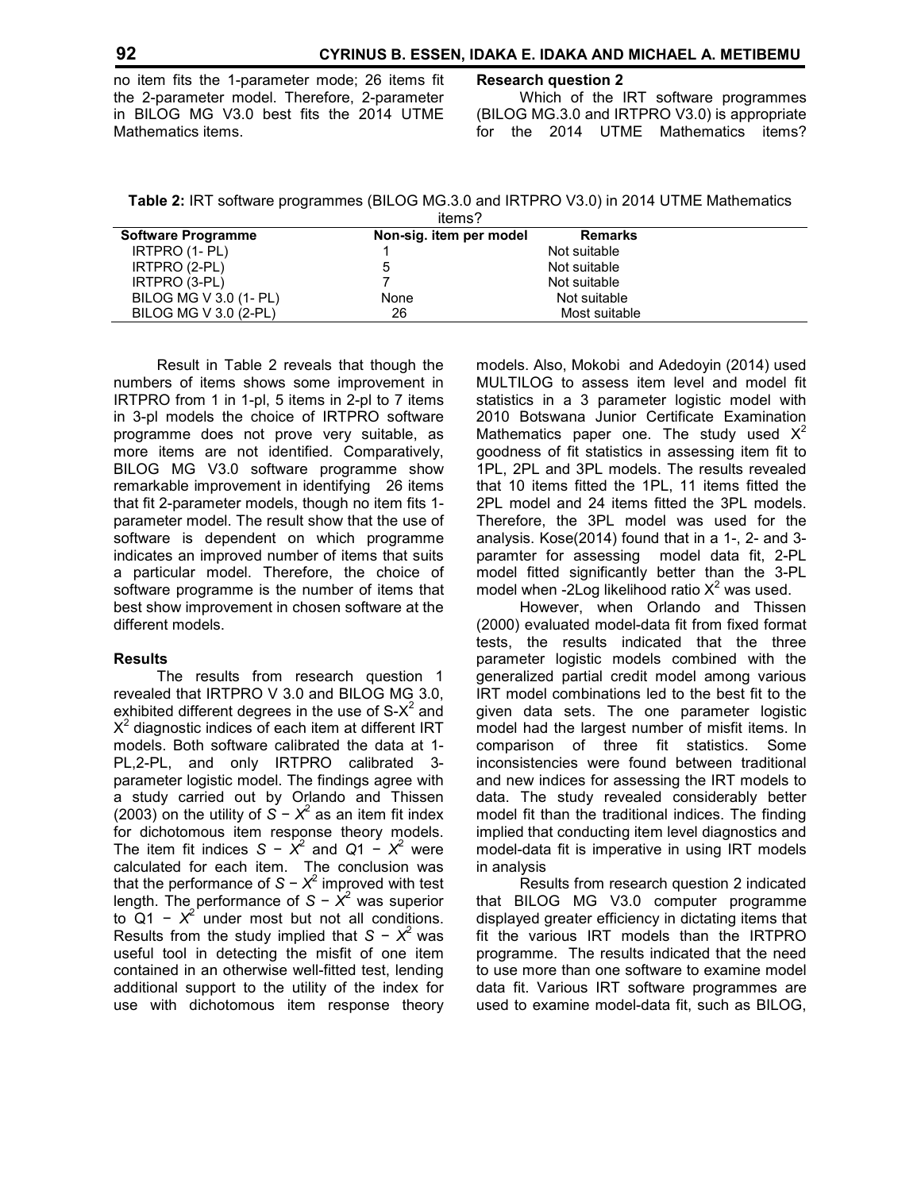no item fits the 1-parameter mode; 26 items fit the 2-parameter model. Therefore, 2-parameter in BILOG MG V3.0 best fits the 2014 UTME Mathematics items.

**Research question 2**

Which of the IRT software programmes (BILOG MG.3.0 and IRTPRO V3.0) is appropriate for the 2014 UTME Mathematics items?

**Table 2:** IRT software programmes (BILOG MG.3.0 and IRTPRO V3.0) in 2014 UTME Mathematics items?

| Software Programme | Non-sig. item per model | Remarks |
|---|---|---|
| IRTPRO (1- PL) | 1 | Not suitable |
| IRTPRO (2-PL) | 5 | Not suitable |
| IRTPRO (3-PL) | 7 | Not suitable |
| BILOG MG V 3.0 (1- PL) | None | Not suitable |
| BILOG MG V 3.0 (2-PL) | 26 | Most suitable |

Result in Table 2 reveals that though the numbers of items shows some improvement in IRTPRO from 1 in 1-pl, 5 items in 2-pl to 7 items in 3-pl models the choice of IRTPRO software programme does not prove very suitable, as more items are not identified. Comparatively, BILOG MG V3.0 software programme show remarkable improvement in identifying 26 items that fit 2-parameter models, though no item fits 1-parameter model. The result show that the use of software is dependent on which programme indicates an improved number of items that suits a particular model. Therefore, the choice of software programme is the number of items that best show improvement in chosen software at the different models.

**Results**

The results from research question 1 revealed that IRTPRO V 3.0 and BILOG MG 3.0, exhibited different degrees in the use of S-$X^2$ and $X^2$ diagnostic indices of each item at different IRT models. Both software calibrated the data at 1-PL,2-PL, and only IRTPRO calibrated 3-parameter logistic model. The findings agree with a study carried out by Orlando and Thissen (2003) on the utility of $S - X^2$ as an item fit index for dichotomous item response theory models. The item fit indices $S - X^2$ and $Q1 - X^2$ were calculated for each item. The conclusion was that the performance of $S - X^2$ improved with test length. The performance of $S - X^2$ was superior to $Q1 - X^2$ under most but not all conditions. Results from the study implied that $S - X^2$ was useful tool in detecting the misfit of one item contained in an otherwise well-fitted test, lending additional support to the utility of the index for use with dichotomous item response theory models. Also, Mokobi and Adedoyin (2014) used MULTILOG to assess item level and model fit statistics in a 3 parameter logistic model with 2010 Botswana Junior Certificate Examination Mathematics paper one. The study used $X^2$ goodness of fit statistics in assessing item fit to 1PL, 2PL and 3PL models. The results revealed that 10 items fitted the 1PL, 11 items fitted the 2PL model and 24 items fitted the 3PL models. Therefore, the 3PL model was used for the analysis. Kose(2014) found that in a 1-, 2- and 3-paramter for assessing model data fit, 2-PL model fitted significantly better than the 3-PL model when -2Log likelihood ratio $X^2$ was used.

However, when Orlando and Thissen (2000) evaluated model-data fit from fixed format tests, the results indicated that the three parameter logistic models combined with the generalized partial credit model among various IRT model combinations led to the best fit to the given data sets. The one parameter logistic model had the largest number of misfit items. In comparison of three fit statistics. Some inconsistencies were found between traditional and new indices for assessing the IRT models to data. The study revealed considerably better model fit than the traditional indices. The finding implied that conducting item level diagnostics and model-data fit is imperative in using IRT models in analysis

Results from research question 2 indicated that BILOG MG V3.0 computer programme displayed greater efficiency in dictating items that fit the various IRT models than the IRTPRO programme. The results indicated that the need to use more than one software to examine model data fit. Various IRT software programmes are used to examine model-data fit, such as BILOG,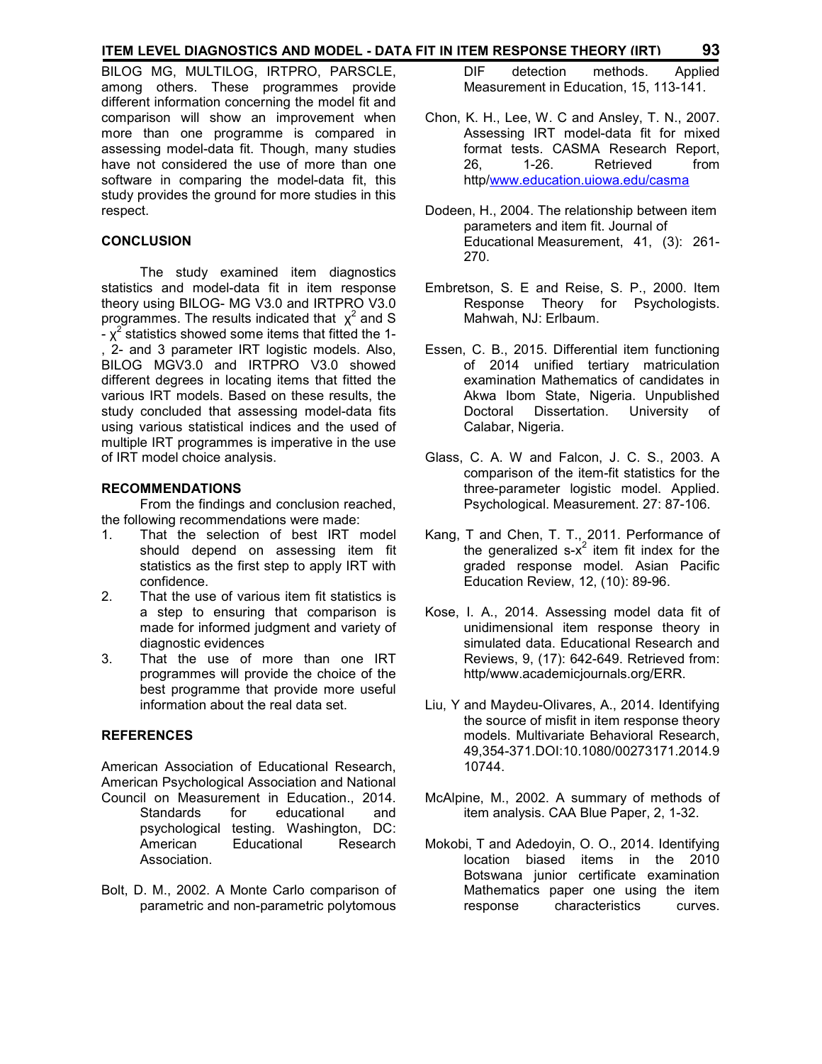BILOG MG, MULTILOG, IRTPRO, PARSCLE, among others. These programmes provide different information concerning the model fit and comparison will show an improvement when more than one programme is compared in assessing model-data fit. Though, many studies have not considered the use of more than one software in comparing the model-data fit, this study provides the ground for more studies in this respect.

## CONCLUSION

The study examined item diagnostics statistics and model-data fit in item response theory using BILOG- MG V3.0 and IRTPRO V3.0 programmes. The results indicated that $\chi^2$ and S - $\chi^2$ statistics showed some items that fitted the 1-, 2- and 3 parameter IRT logistic models. Also, BILOG MGV3.0 and IRTPRO V3.0 showed different degrees in locating items that fitted the various IRT models. Based on these results, the study concluded that assessing model-data fits using various statistical indices and the used of multiple IRT programmes is imperative in the use of IRT model choice analysis.

## RECOMMENDATIONS

From the findings and conclusion reached, the following recommendations were made:

1. That the selection of best IRT model should depend on assessing item fit statistics as the first step to apply IRT with confidence.
2. That the use of various item fit statistics is a step to ensuring that comparison is made for informed judgment and variety of diagnostic evidences
3. That the use of more than one IRT programmes will provide the choice of the best programme that provide more useful information about the real data set.

## REFERENCES

American Association of Educational Research, American Psychological Association and National Council on Measurement in Education., 2014. Standards for educational and psychological testing. Washington, DC: American Educational Research Association.

Bolt, D. M., 2002. A Monte Carlo comparison of parametric and non-parametric polytomous DIF detection methods. Applied Measurement in Education, 15, 113-141.

Chon, K. H., Lee, W. C and Ansley, T. N., 2007. Assessing IRT model-data fit for mixed format tests. CASMA Research Report, 26, 1-26. Retrieved from http/www.education.uiowa.edu/casma

Dodeen, H., 2004. The relationship between item parameters and item fit. Journal of Educational Measurement, 41, (3): 261-270.

Embretson, S. E and Reise, S. P., 2000. Item Response Theory for Psychologists. Mahwah, NJ: Erlbaum.

Essen, C. B., 2015. Differential item functioning of 2014 unified tertiary matriculation examination Mathematics of candidates in Akwa Ibom State, Nigeria. Unpublished Doctoral Dissertation. University of Calabar, Nigeria.

Glass, C. A. W and Falcon, J. C. S., 2003. A comparison of the item-fit statistics for the three-parameter logistic model. Applied. Psychological. Measurement. 27: 87-106.

Kang, T and Chen, T. T., 2011. Performance of the generalized s-$x^2$ item fit index for the graded response model. Asian Pacific Education Review, 12, (10): 89-96.

Kose, I. A., 2014. Assessing model data fit of unidimensional item response theory in simulated data. Educational Research and Reviews, 9, (17): 642-649. Retrieved from: http/www.academicjournals.org/ERR.

Liu, Y and Maydeu-Olivares, A., 2014. Identifying the source of misfit in item response theory models. Multivariate Behavioral Research, 49,354-371.DOI:10.1080/00273171.2014.910744.

McAlpine, M., 2002. A summary of methods of item analysis. CAA Blue Paper, 2, 1-32.

Mokobi, T and Adedoyin, O. O., 2014. Identifying location biased items in the 2010 Botswana junior certificate examination Mathematics paper one using the item response characteristics curves.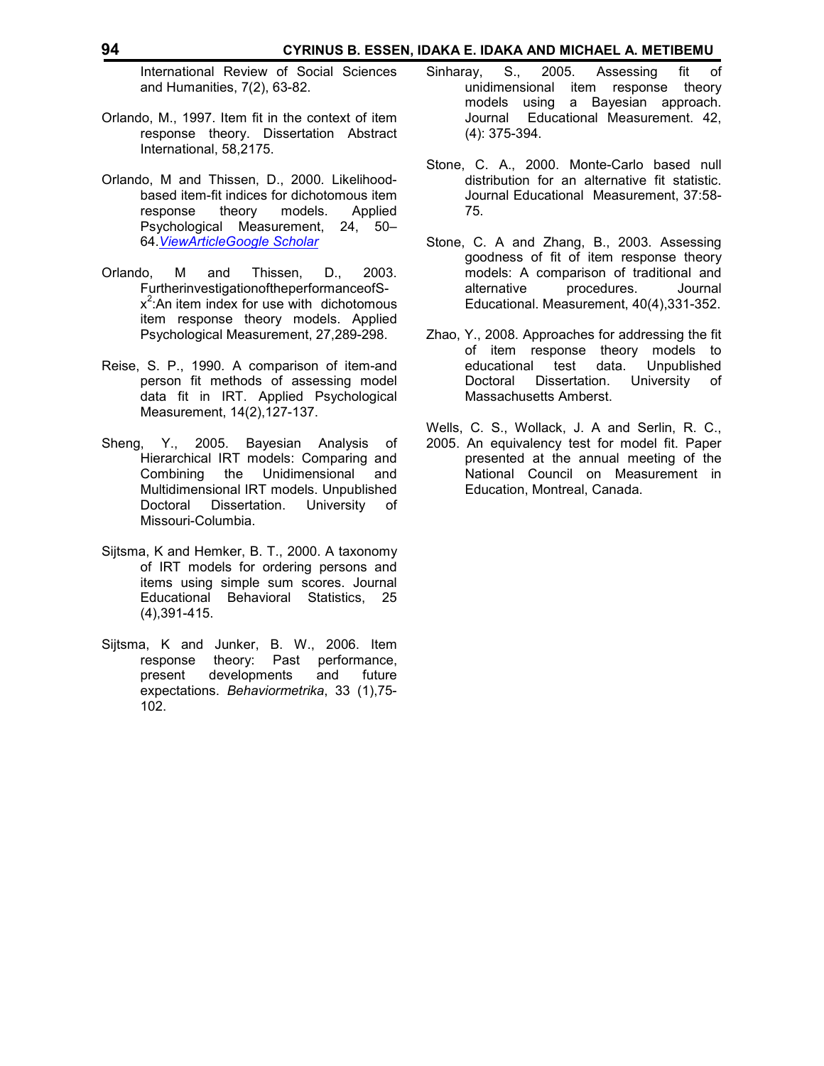International Review of Social Sciences and Humanities, 7(2), 63-82.

Orlando, M., 1997. Item fit in the context of item response theory. Dissertation Abstract International, 58,2175.

Orlando, M and Thissen, D., 2000. Likelihood-based item-fit indices for dichotomous item response theory models. Applied Psychological Measurement, 24, 50–64.*ViewArticleGoogle Scholar*

Orlando, M and Thissen, D., 2003. FurtherinvestigationoftheperformanceofS-$x^2$:An item index for use with dichotomous item response theory models. Applied Psychological Measurement, 27,289-298.

Reise, S. P., 1990. A comparison of item-and person fit methods of assessing model data fit in IRT. Applied Psychological Measurement, 14(2),127-137.

Sheng, Y., 2005. Bayesian Analysis of Hierarchical IRT models: Comparing and Combining the Unidimensional and Multidimensional IRT models. Unpublished Doctoral Dissertation. University of Missouri-Columbia.

Sijtsma, K and Hemker, B. T., 2000. A taxonomy of IRT models for ordering persons and items using simple sum scores. Journal Educational Behavioral Statistics, 25 (4),391-415.

Sijtsma, K and Junker, B. W., 2006. Item response theory: Past performance, present developments and future expectations. *Behaviormetrika*, 33 (1),75-102.

Sinharay, S., 2005. Assessing fit of unidimensional item response theory models using a Bayesian approach. Journal Educational Measurement. 42, (4): 375-394.

Stone, C. A., 2000. Monte-Carlo based null distribution for an alternative fit statistic. Journal Educational Measurement, 37:58-75.

Stone, C. A and Zhang, B., 2003. Assessing goodness of fit of item response theory models: A comparison of traditional and alternative procedures. Journal Educational. Measurement, 40(4),331-352.

Zhao, Y., 2008. Approaches for addressing the fit of item response theory models to educational test data. Unpublished Doctoral Dissertation. University of Massachusetts Amberst.

Wells, C. S., Wollack, J. A and Serlin, R. C., 2005. An equivalency test for model fit. Paper presented at the annual meeting of the National Council on Measurement in Education, Montreal, Canada.